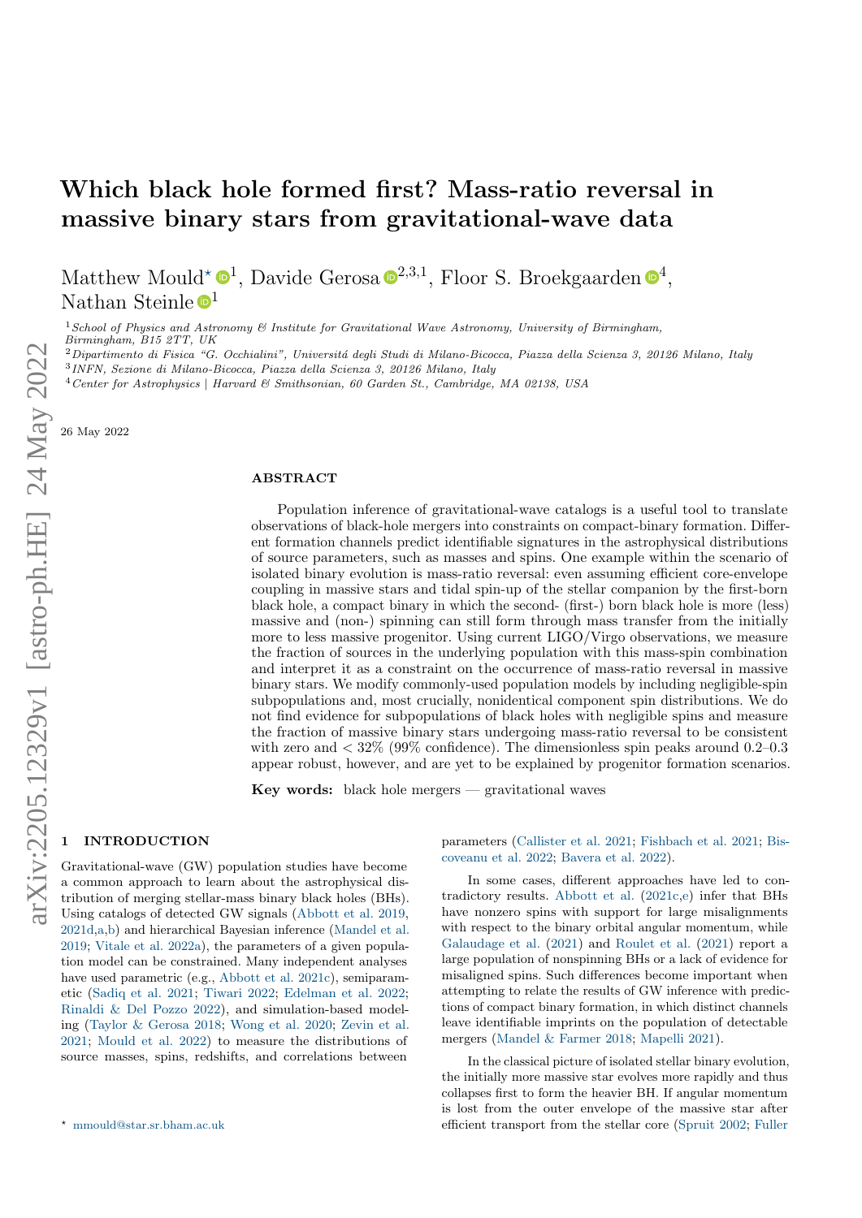# Which black hole formed first? Mass-ratio reversal in massive binary stars from gravitational-wave data

Matthew Mould*[1], Davide Gerosa[2,3,1], Floor S. Broekgaarden[4], Nathan Steinle[1]

[1]School of Physics and Astronomy & Institute for Gravitational Wave Astronomy, University of Birmingham, Birmingham, B15 2TT, UK

[2]Dipartimento di Fisica "G. Occhialini", Universitá degli Studi di Milano-Bicocca, Piazza della Scienza 3, 20126 Milano, Italy

[3]INFN, Sezione di Milano-Bicocca, Piazza della Scienza 3, 20126 Milano, Italy

[4]Center for Astrophysics | Harvard & Smithsonian, 60 Garden St., Cambridge, MA 02138, USA

26 May 2022

## ABSTRACT

Population inference of gravitational-wave catalogs is a useful tool to translate observations of black-hole mergers into constraints on compact-binary formation. Different formation channels predict identifiable signatures in the astrophysical distributions of source parameters, such as masses and spins. One example within the scenario of isolated binary evolution is mass-ratio reversal: even assuming efficient core-envelope coupling in massive stars and tidal spin-up of the stellar companion by the first-born black hole, a compact binary in which the second- (first-) born black hole is more (less) massive and (non-) spinning can still form through mass transfer from the initially more to less massive progenitor. Using current LIGO/Virgo observations, we measure the fraction of sources in the underlying population with this mass-spin combination and interpret it as a constraint on the occurrence of mass-ratio reversal in massive binary stars. We modify commonly-used population models by including negligible-spin subpopulations and, most crucially, nonidentical component spin distributions. We do not find evidence for subpopulations of black holes with negligible spins and measure the fraction of massive binary stars undergoing mass-ratio reversal to be consistent with zero and $< 32\%$ (99% confidence). The dimensionless spin peaks around 0.2–0.3 appear robust, however, and are yet to be explained by progenitor formation scenarios.

**Key words:** black hole mergers — gravitational waves

## 1 INTRODUCTION

Gravitational-wave (GW) population studies have become a common approach to learn about the astrophysical distribution of merging stellar-mass binary black holes (BHs). Using catalogs of detected GW signals (Abbott et al. 2019, 2021d,a,b) and hierarchical Bayesian inference (Mandel et al. 2019; Vitale et al. 2022a), the parameters of a given population model can be constrained. Many independent analyses have used parametric (e.g., Abbott et al. 2021c), semiparametric (Sadiq et al. 2021; Tiwari 2022; Edelman et al. 2022; Rinaldi & Del Pozzo 2022), and simulation-based modeling (Taylor & Gerosa 2018; Wong et al. 2020; Zevin et al. 2021; Mould et al. 2022) to measure the distributions of source masses, spins, redshifts, and correlations between parameters (Callister et al. 2021; Fishbach et al. 2021; Biscoveanu et al. 2022; Bavera et al. 2022).

In some cases, different approaches have led to contradictory results. Abbott et al. (2021c,e) infer that BHs have nonzero spins with support for large misalignments with respect to the binary orbital angular momentum, while Galaudage et al. (2021) and Roulet et al. (2021) report a large population of nonspinning BHs or a lack of evidence for misaligned spins. Such differences become important when attempting to relate the results of GW inference with predictions of compact binary formation, in which distinct channels leave identifiable imprints on the population of detectable mergers (Mandel & Farmer 2018; Mapelli 2021).

In the classical picture of isolated stellar binary evolution, the initially more massive star evolves more rapidly and thus collapses first to form the heavier BH. If angular momentum is lost from the outer envelope of the massive star after efficient transport from the stellar core (Spruit 2002; Fuller

* mmould@star.sr.bham.ac.uk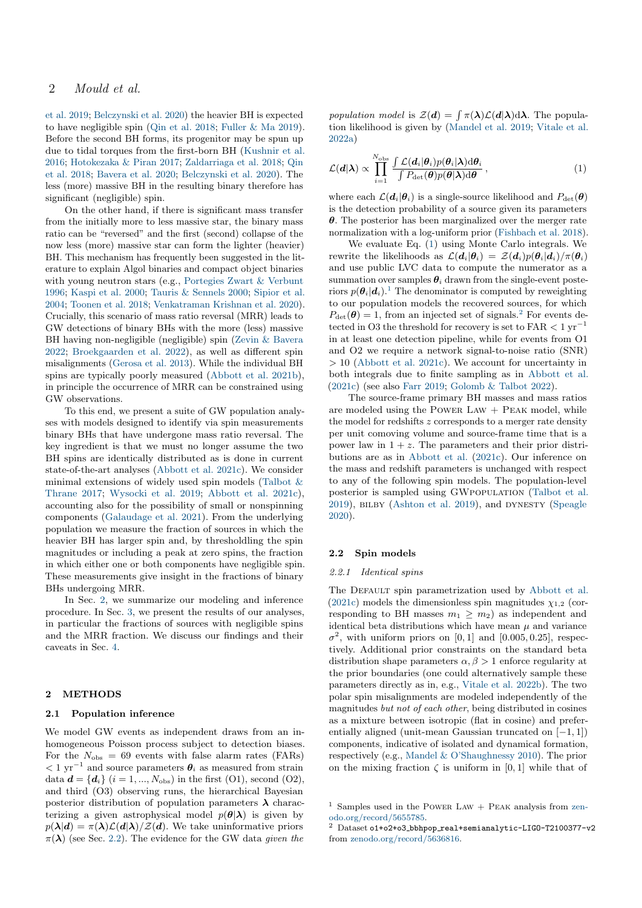et al. 2019; Belczynski et al. 2020) the heavier BH is expected to have negligible spin (Qin et al. 2018; Fuller & Ma 2019). Before the second BH forms, its progenitor may be spun up due to tidal torques from the first-born BH (Kushnir et al. 2016; Hotokezaka & Piran 2017; Zaldarriaga et al. 2018; Qin et al. 2018; Bavera et al. 2020; Belczynski et al. 2020). The less (more) massive BH in the resulting binary therefore has significant (negligible) spin.

On the other hand, if there is significant mass transfer from the initially more to less massive star, the binary mass ratio can be "reversed" and the first (second) collapse of the now less (more) massive star can form the lighter (heavier) BH. This mechanism has frequently been suggested in the literature to explain Algol binaries and compact object binaries with young neutron stars (e.g., Portegies Zwart & Verbunt 1996; Kaspi et al. 2000; Tauris & Sennels 2000; Sipior et al. 2004; Toonen et al. 2018; Venkatraman Krishnan et al. 2020). Crucially, this scenario of mass ratio reversal (MRR) leads to GW detections of binary BHs with the more (less) massive BH having non-negligible (negligible) spin (Zevin & Bavera 2022; Broekgaarden et al. 2022), as well as different spin misalignments (Gerosa et al. 2013). While the individual BH spins are typically poorly measured (Abbott et al. 2021b), in principle the occurrence of MRR can be constrained using GW observations.

To this end, we present a suite of GW population analyses with models designed to identify via spin measurements binary BHs that have undergone mass ratio reversal. The key ingredient is that we must no longer assume the two BH spins are identically distributed as is done in current state-of-the-art analyses (Abbott et al. 2021c). We consider minimal extensions of widely used spin models (Talbot & Thrane 2017; Wysocki et al. 2019; Abbott et al. 2021c), accounting also for the possibility of small or nonspinning components (Galaudage et al. 2021). From the underlying population we measure the fraction of sources in which the heavier BH has larger spin and, by thresholdling the spin magnitudes or including a peak at zero spins, the fraction in which either one or both components have negligible spin. These measurements give insight in the fractions of binary BHs undergoing MRR.

In Sec. 2, we summarize our modeling and inference procedure. In Sec. 3, we present the results of our analyses, in particular the fractions of sources with negligible spins and the MRR fraction. We discuss our findings and their caveats in Sec. 4.

## 2 METHODS

### 2.1 Population inference

We model GW events as independent draws from an inhomogeneous Poisson process subject to detection biases. For the $N_{\rm obs} = 69$ events with false alarm rates (FARs) $< 1\ {\rm yr}^{-1}$ and source parameters $\boldsymbol{\theta}_i$ as measured from strain data $\boldsymbol{d} = \{\boldsymbol{d}_i\}$ $(i = 1, ..., N_{\rm obs})$ in the first (O1), second (O2), and third (O3) observing runs, the hierarchical Bayesian posterior distribution of population parameters $\boldsymbol{\lambda}$ characterizing a given astrophysical model $p(\boldsymbol{\theta}|\boldsymbol{\lambda})$ is given by $p(\boldsymbol{\lambda}|\boldsymbol{d}) = \pi(\boldsymbol{\lambda})\mathcal{L}(\boldsymbol{d}|\boldsymbol{\lambda})/\mathcal{Z}(\boldsymbol{d})$. We take uninformative priors $\pi(\boldsymbol{\lambda})$ (see Sec. 2.2). The evidence for the GW data *given the population model* is $\mathcal{Z}(\boldsymbol{d}) = \int \pi(\boldsymbol{\lambda})\mathcal{L}(\boldsymbol{d}|\boldsymbol{\lambda})\mathrm{d}\boldsymbol{\lambda}$. The population likelihood is given by (Mandel et al. 2019; Vitale et al. 2022a)

$$\mathcal{L}(\boldsymbol{d}|\boldsymbol{\lambda}) \propto \prod_{i=1}^{N_{\rm obs}} \frac{\int \mathcal{L}(\boldsymbol{d}_i|\boldsymbol{\theta}_i)p(\boldsymbol{\theta}_i|\boldsymbol{\lambda})\mathrm{d}\boldsymbol{\theta}_i}{\int P_{\rm det}(\boldsymbol{\theta})p(\boldsymbol{\theta}|\boldsymbol{\lambda})\mathrm{d}\boldsymbol{\theta}}\,, \tag{1}$$

where each $\mathcal{L}(\boldsymbol{d}_i|\boldsymbol{\theta}_i)$ is a single-source likelihood and $P_{\rm det}(\boldsymbol{\theta})$ is the detection probability of a source given its parameters $\boldsymbol{\theta}$. The posterior has been marginalized over the merger rate normalization with a log-uniform prior (Fishbach et al. 2018).

We evaluate Eq. (1) using Monte Carlo integrals. We rewrite the likelihoods as $\mathcal{L}(\boldsymbol{d}_i|\boldsymbol{\theta}_i) = \mathcal{Z}(\boldsymbol{d}_i)p(\boldsymbol{\theta}_i|\boldsymbol{d}_i)/\pi(\boldsymbol{\theta}_i)$ and use public LVC data to compute the numerator as a summation over samples $\boldsymbol{\theta}_i$ drawn from the single-event posteriors $p(\boldsymbol{\theta}_i|\boldsymbol{d}_i)$.[1] The denominator is computed by reweighting to our population models the recovered sources, for which $P_{\rm det}(\boldsymbol{\theta}) = 1$, from an injected set of signals.[2] For events detected in O3 the threshold for recovery is set to FAR $< 1\ {\rm yr}^{-1}$ in at least one detection pipeline, while for events from O1 and O2 we require a network signal-to-noise ratio (SNR) $> 10$ (Abbott et al. 2021c). We account for uncertainty in both integrals due to finite sampling as in Abbott et al. (2021c) (see also Farr 2019; Golomb & Talbot 2022).

The source-frame primary BH masses and mass ratios are modeled using the Power Law + Peak model, while the model for redshifts $z$ corresponds to a merger rate density per unit comoving volume and source-frame time that is a power law in $1 + z$. The parameters and their prior distributions are as in Abbott et al. (2021c). Our inference on the mass and redshift parameters is unchanged with respect to any of the following spin models. The population-level posterior is sampled using GWPopulation (Talbot et al. 2019), bilby (Ashton et al. 2019), and dynesty (Speagle 2020).

### 2.2 Spin models

#### 2.2.1 Identical spins

The Default spin parametrization used by Abbott et al. (2021c) models the dimensionless spin magnitudes $\chi_{1,2}$ (corresponding to BH masses $m_1 \geq m_2$) as independent and identical beta distributions which have mean $\mu$ and variance $\sigma^2$, with uniform priors on $[0, 1]$ and $[0.005, 0.25]$, respectively. Additional prior constraints on the standard beta distribution shape parameters $\alpha, \beta > 1$ enforce regularity at the prior boundaries (one could alternatively sample these parameters directly as in, e.g., Vitale et al. 2022b). The two polar spin misalignments are modeled independently of the magnitudes *but not of each other*, being distributed in cosines as a mixture between isotropic (flat in cosine) and preferentially aligned (unit-mean Gaussian truncated on $[-1, 1]$) components, indicative of isolated and dynamical formation, respectively (e.g., Mandel & O'Shaughnessy 2010). The prior on the mixing fraction $\zeta$ is uniform in $[0, 1]$ while that of

[1] Samples used in the Power Law + Peak analysis from zenodo.org/record/5655785.

[2] Dataset `o1+o2+o3_bbhpop_real+semianalytic-LIGO-T2100377-v2` from zenodo.org/record/5636816.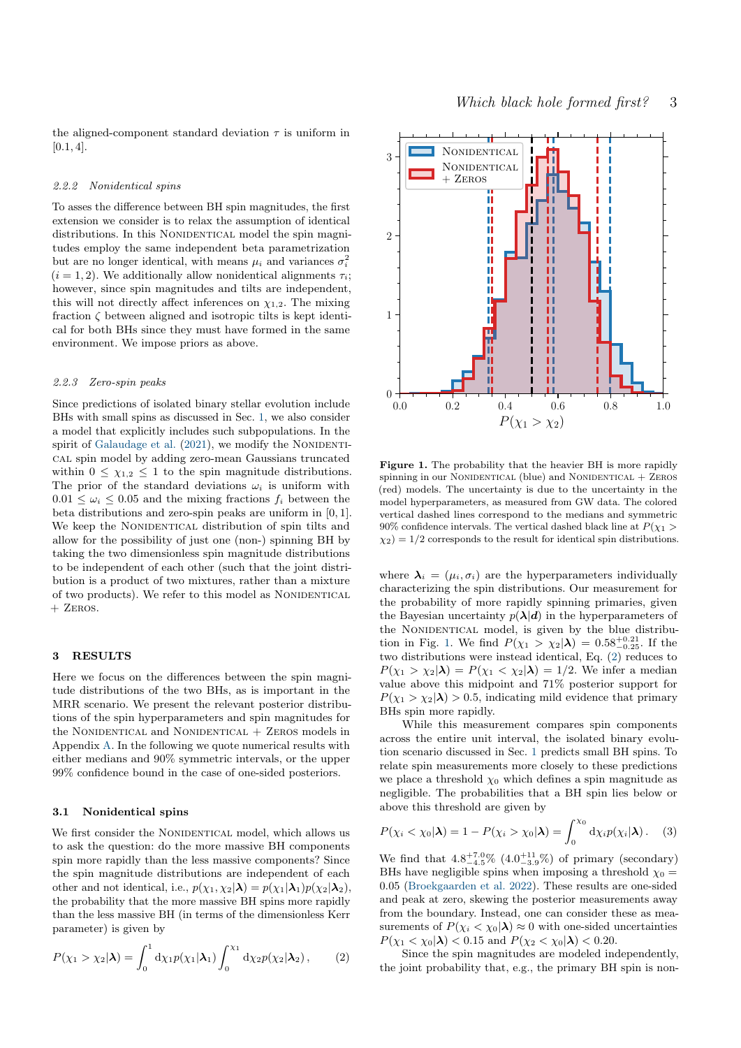the aligned-component standard deviation $\tau$ is uniform in $[0.1, 4]$.

### 2.2.2 Nonidentical spins

To asses the difference between BH spin magnitudes, the first extension we consider is to relax the assumption of identical distributions. In this NONIDENTICAL model the spin magnitudes employ the same independent beta parametrization but are no longer identical, with means $\mu_i$ and variances $\sigma_i^2$ ($i = 1, 2$). We additionally allow nonidentical alignments $\tau_i$; however, since spin magnitudes and tilts are independent, this will not directly affect inferences on $\chi_{1,2}$. The mixing fraction $\zeta$ between aligned and isotropic tilts is kept identical for both BHs since they must have formed in the same environment. We impose priors as above.

### 2.2.3 Zero-spin peaks

Since predictions of isolated binary stellar evolution include BHs with small spins as discussed in Sec. 1, we also consider a model that explicitly includes such subpopulations. In the spirit of Galaudage et al. (2021), we modify the NONIDENTICAL spin model by adding zero-mean Gaussians truncated within $0 \leq \chi_{1,2} \leq 1$ to the spin magnitude distributions. The prior of the standard deviations $\omega_i$ is uniform with $0.01 \leq \omega_i \leq 0.05$ and the mixing fractions $f_i$ between the beta distributions and zero-spin peaks are uniform in $[0, 1]$. We keep the NONIDENTICAL distribution of spin tilts and allow for the possibility of just one (non-) spinning BH by taking the two dimensionless spin magnitude distributions to be independent of each other (such that the joint distribution is a product of two mixtures, rather than a mixture of two products). We refer to this model as NONIDENTICAL + ZEROS.

## 3 RESULTS

Here we focus on the differences between the spin magnitude distributions of the two BHs, as is important in the MRR scenario. We present the relevant posterior distributions of the spin hyperparameters and spin magnitudes for the NONIDENTICAL and NONIDENTICAL + ZEROS models in Appendix A. In the following we quote numerical results with either medians and 90% symmetric intervals, or the upper 99% confidence bound in the case of one-sided posteriors.

### 3.1 Nonidentical spins

We first consider the NONIDENTICAL model, which allows us to ask the question: do the more massive BH components spin more rapidly than the less massive components? Since the spin magnitude distributions are independent of each other and not identical, i.e., $p(\chi_1, \chi_2|\boldsymbol{\lambda}) = p(\chi_1|\boldsymbol{\lambda}_1)p(\chi_2|\boldsymbol{\lambda}_2)$, the probability that the more massive BH spins more rapidly than the less massive BH (in terms of the dimensionless Kerr parameter) is given by

$$P(\chi_1 > \chi_2|\boldsymbol{\lambda}) = \int_0^1 \mathrm{d}\chi_1 p(\chi_1|\boldsymbol{\lambda}_1) \int_0^{\chi_1} \mathrm{d}\chi_2 p(\chi_2|\boldsymbol{\lambda}_2)\,, \quad (2)$$

**Figure 1.** The probability that the heavier BH is more rapidly spinning in our NONIDENTICAL (blue) and NONIDENTICAL + ZEROS (red) models. The uncertainty is due to the uncertainty in the model hyperparameters, as measured from GW data. The colored vertical dashed lines correspond to the medians and symmetric 90% confidence intervals. The vertical dashed black line at $P(\chi_1 > \chi_2) = 1/2$ corresponds to the result for identical spin distributions.

where $\boldsymbol{\lambda}_i = (\mu_i, \sigma_i)$ are the hyperparameters individually characterizing the spin distributions. Our measurement for the probability of more rapidly spinning primaries, given the Bayesian uncertainty $p(\boldsymbol{\lambda}|\boldsymbol{d})$ in the hyperparameters of the NONIDENTICAL model, is given by the blue distribution in Fig. 1. We find $P(\chi_1 > \chi_2|\boldsymbol{\lambda}) = 0.58^{+0.21}_{-0.25}$. If the two distributions were instead identical, Eq. (2) reduces to $P(\chi_1 > \chi_2|\boldsymbol{\lambda}) = P(\chi_1 < \chi_2|\boldsymbol{\lambda}) = 1/2$. We infer a median value above this midpoint and 71% posterior support for $P(\chi_1 > \chi_2|\boldsymbol{\lambda}) > 0.5$, indicating mild evidence that primary BHs spin more rapidly.

While this measurement compares spin components across the entire unit interval, the isolated binary evolution scenario discussed in Sec. 1 predicts small BH spins. To relate spin measurements more closely to these predictions we place a threshold $\chi_0$ which defines a spin magnitude as negligible. The probabilities that a BH spin lies below or above this threshold are given by

$$P(\chi_i < \chi_0|\boldsymbol{\lambda}) = 1 - P(\chi_i > \chi_0|\boldsymbol{\lambda}) = \int_0^{\chi_0} \mathrm{d}\chi_i p(\chi_i|\boldsymbol{\lambda})\,. \quad (3)$$

We find that $4.8^{+7.0}_{-4.5}\%$ ($4.0^{+11}_{-3.9}\%$) of primary (secondary) BHs have negligible spins when imposing a threshold $\chi_0 = 0.05$ (Broekgaarden et al. 2022). These results are one-sided and peak at zero, skewing the posterior measurements away from the boundary. Instead, one can consider these as measurements of $P(\chi_i < \chi_0|\boldsymbol{\lambda}) \approx 0$ with one-sided uncertainties $P(\chi_1 < \chi_0|\boldsymbol{\lambda}) < 0.15$ and $P(\chi_2 < \chi_0|\boldsymbol{\lambda}) < 0.20$.

Since the spin magnitudes are modeled independently, the joint probability that, e.g., the primary BH spin is non-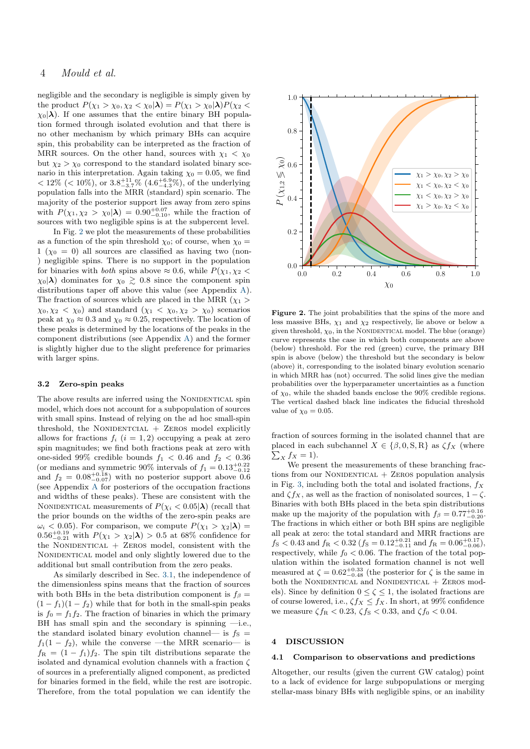negligible and the secondary is negligible is simply given by the product $P(\chi_1 > \chi_0, \chi_2 < \chi_0|\boldsymbol{\lambda}) = P(\chi_1 > \chi_0|\boldsymbol{\lambda})P(\chi_2 < \chi_0|\boldsymbol{\lambda})$. If one assumes that the entire binary BH population formed through isolated evolution and that there is no other mechanism by which primary BHs can acquire spin, this probability can be interpreted as the fraction of MRR sources. On the other hand, sources with $\chi_1 < \chi_0$ but $\chi_2 > \chi_0$ correspond to the standard isolated binary scenario in this interpretation. Again taking $\chi_0 = 0.05$, we find $< 12\%$ ($< 10\%$), or $3.8^{+11}_{-3.7}\%$ ($4.6^{+6.9}_{-4.3}\%$), of the underlying population falls into the MRR (standard) spin scenario. The majority of the posterior support lies away from zero spins with $P(\chi_1, \chi_2 > \chi_0|\boldsymbol{\lambda}) = 0.90^{+0.07}_{-0.10}$, while the fraction of sources with two negligible spins is at the subpercent level.

In Fig. 2 we plot the measurements of these probabilities as a function of the spin threshold $\chi_0$; of course, when $\chi_0 = 1$ ($\chi_0 = 0$) all sources are classified as having two (non-) negligible spins. There is no support in the population for binaries with *both* spins above $\approx 0.6$, while $P(\chi_1, \chi_2 < \chi_0|\boldsymbol{\lambda})$ dominates for $\chi_0 \gtrsim 0.8$ since the component spin distributions taper off above this value (see Appendix A). The fraction of sources which are placed in the MRR ($\chi_1 > \chi_0, \chi_2 < \chi_0$) and standard ($\chi_1 < \chi_0, \chi_2 > \chi_0$) scenarios peak at $\chi_0 \approx 0.3$ and $\chi_0 \approx 0.25$, respectively. The location of these peaks is determined by the locations of the peaks in the component distributions (see Appendix A) and the former is slightly higher due to the slight preference for primaries with larger spins.

$\chi_1 > \chi_0, \chi_2 > \chi_0$
$\chi_1 < \chi_0, \chi_2 < \chi_0$
$\chi_1 < \chi_0, \chi_2 > \chi_0$
$\chi_1 > \chi_0, \chi_2 < \chi_0$
$P(\chi_{1,2} \lessgtr \chi_0)$
$\chi_0$
0.0 0.2 0.4 0.6 0.8 1.0
0.0 0.2 0.4 0.6 0.8 1.0

**Figure 2.** The joint probabilities that the spins of the more and less massive BHs, $\chi_1$ and $\chi_2$ respectively, lie above or below a given threshold, $\chi_0$, in the NONIDENTICAL model. The blue (orange) curve represents the case in which both components are above (below) threshold. For the red (green) curve, the primary BH spin is above (below) the threshold but the secondary is below (above) it, corresponding to the isolated binary evolution scenario in which MRR has (not) occurred. The solid lines give the median probabilities over the hyperparameter uncertainties as a function of $\chi_0$, while the shaded bands enclose the 90% credible regions. The vertical dashed black line indicates the fiducial threshold value of $\chi_0 = 0.05$.

### 3.2 Zero-spin peaks

The above results are inferred using the NONIDENTICAL spin model, which does not account for a subpopulation of sources with small spins. Instead of relying on the ad hoc small-spin threshold, the NONIDENTCIAL + ZEROS model explicitly allows for fractions $f_i$ ($i = 1, 2$) occupying a peak at zero spin magnitudes; we find both fractions peak at zero with one-sided 99% credible bounds $f_1 < 0.46$ and $f_2 < 0.36$ (or medians and symmetric 90% intervals of $f_1 = 0.13^{+0.22}_{-0.12}$ and $f_2 = 0.08^{+0.18}_{-0.07}$) with no posterior support above 0.6 (see Appendix A for posteriors of the occupation fractions and widths of these peaks). These are consistent with the NONIDENTICAL measurements of $P(\chi_i < 0.05|\boldsymbol{\lambda})$ (recall that the prior bounds on the widths of the zero-spin peaks are $\omega_i < 0.05$). For comparison, we compute $P(\chi_1 > \chi_2|\boldsymbol{\lambda}) = 0.56^{+0.19}_{-0.21}$ with $P(\chi_1 > \chi_2|\boldsymbol{\lambda}) > 0.5$ at 68% confidence for the NONIDENTICAL + ZEROS model, consistent with the NONIDENTICAL model and only slightly lowered due to the additional but small contribution from the zero peaks.

As similarly described in Sec. 3.1, the independence of the dimensionless spins means that the fraction of sources with both BHs in the beta distribution component is $f_\beta = (1 - f_1)(1 - f_2)$ while that for both in the small-spin peaks is $f_0 = f_1 f_2$. The fraction of binaries in which the primary BH has small spin and the secondary is spinning —i.e., the standard isolated binary evolution channel— is $f_S = f_1(1 - f_2)$, while the converse —the MRR scenario— is $f_R = (1 - f_1)f_2$. The spin tilt distributions separate the isolated and dynamical evolution channels with a fraction $\zeta$ of sources in a preferentially aligned component, as predicted for binaries formed in the field, while the rest are isotropic. Therefore, from the total population we can identify the fraction of sources forming in the isolated channel that are placed in each subchannel $X \in \{\beta, 0, \mathrm{S}, \mathrm{R}\}$ as $\zeta f_X$ (where $\sum_X f_X = 1$).

We present the measurements of these branching fractions from our NONIDENTICAL + ZEROS population analysis in Fig. 3, including both the total and isolated fractions, $f_X$ and $\zeta f_X$, as well as the fraction of nonisolated sources, $1 - \zeta$. Binaries with both BHs placed in the beta spin distributions make up the majority of the population with $f_\beta = 0.77^{+0.16}_{-0.20}$. The fractions in which either or both BH spins are negligible all peak at zero: the total standard and MRR fractions are $f_S < 0.43$ and $f_R < 0.32$ ($f_S = 0.12^{+0.21}_{-0.11}$ and $f_R = 0.06^{+0.17}_{-0.06}$), respectively, while $f_0 < 0.06$. The fraction of the total population within the isolated formation channel is not well measured at $\zeta = 0.62^{+0.33}_{-0.48}$ (the posterior for $\zeta$ is the same in both the NONIDENTICAL and NONIDENTICAL + ZEROS models). Since by definition $0 \leq \zeta \leq 1$, the isolated fractions are of course lowered, i.e., $\zeta f_X \leq f_X$. In short, at 99% confidence we measure $\zeta f_R < 0.23$, $\zeta f_S < 0.33$, and $\zeta f_0 < 0.04$.

## 4 DISCUSSION

### 4.1 Comparison to observations and predictions

Altogether, our results (given the current GW catalog) point to a lack of evidence for large subpopulations or merging stellar-mass binary BHs with negligible spins, or an inability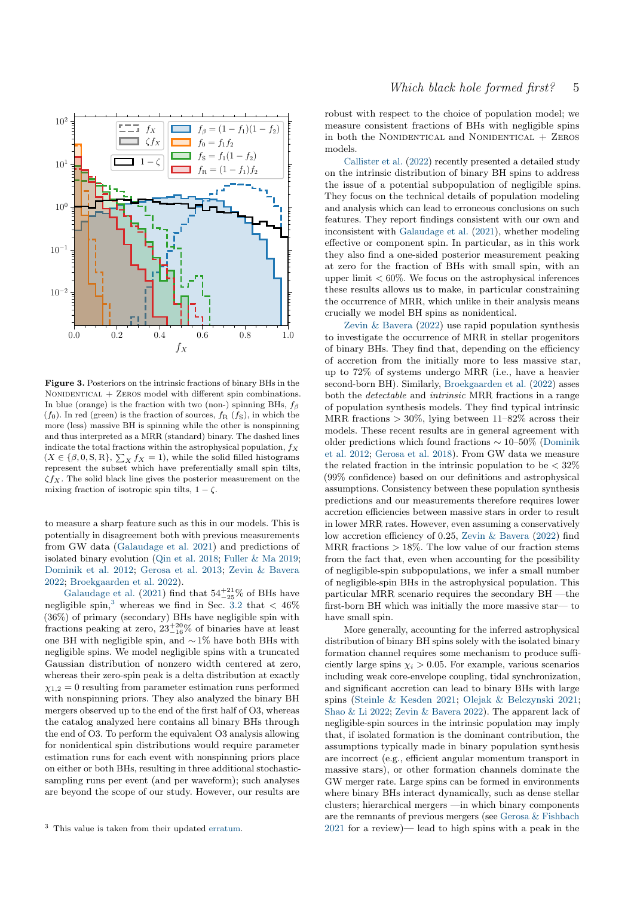$10^2$

$10^1$

$10^0$

$10^{-1}$

$10^{-2}$

0.0 0.2 0.4 0.6 0.8 1.0

$f_X$

$f_X$

$\zeta f_X$

$1-\zeta$

$f_\beta = (1-f_1)(1-f_2)$

$f_0 = f_1 f_2$

$f_S = f_1(1-f_2)$

$f_R = (1-f_1)f_2$

**Figure 3.** Posteriors on the intrinsic fractions of binary BHs in the NONIDENTICAL + ZEROS model with different spin combinations. In blue (orange) is the fraction with two (non-) spinning BHs, $f_\beta$ ($f_0$). In red (green) is the fraction of sources, $f_R$ ($f_S$), in which the more (less) massive BH is spinning while the other is nonspinning and thus interpreted as a MRR (standard) binary. The dashed lines indicate the total fractions within the astrophysical population, $f_X$ ($X \in \{\beta, 0, S, R\}$, $\sum_X f_X = 1$), while the solid filled histograms represent the subset which have preferentially small spin tilts, $\zeta f_X$. The solid black line gives the posterior measurement on the mixing fraction of isotropic spin tilts, $1-\zeta$.

to measure a sharp feature such as this in our models. This is potentially in disagreement both with previous measurements from GW data (Galaudage et al. 2021) and predictions of isolated binary evolution (Qin et al. 2018; Fuller & Ma 2019; Dominik et al. 2012; Gerosa et al. 2013; Zevin & Bavera 2022; Broekgaarden et al. 2022).

Galaudage et al. (2021) find that $54^{+21}_{-25}\%$ of BHs have negligible spin,[3] whereas we find in Sec. 3.2 that $< 46\%$ (36%) of primary (secondary) BHs have negligible spin with fractions peaking at zero, $23^{+20}_{-16}\%$ of binaries have at least one BH with negligible spin, and $\sim 1\%$ have both BHs with negligible spins. We model negligible spins with a truncated Gaussian distribution of nonzero width centered at zero, whereas their zero-spin peak is a delta distribution at exactly $\chi_{1,2} = 0$ resulting from parameter estimation runs performed with nonspinning priors. They also analyzed the binary BH mergers observed up to the end of the first half of O3, whereas the catalog analyzed here contains all binary BHs through the end of O3. To perform the equivalent O3 analysis allowing for nonidentical spin distributions would require parameter estimation runs for each event with nonspinning priors placed on either or both BHs, resulting in three additional stochastic-sampling runs per event (and per waveform); such analyses are beyond the scope of our study. However, our results are robust with respect to the choice of population model; we measure consistent fractions of BHs with negligible spins in both the NONIDENTICAL and NONIDENTICAL + ZEROS models.

Callister et al. (2022) recently presented a detailed study on the intrinsic distribution of binary BH spins to address the issue of a potential subpopulation of negligible spins. They focus on the technical details of population modeling and analysis which can lead to erroneous conclusions on such features. They report findings consistent with our own and inconsistent with Galaudage et al. (2021), whether modeling effective or component spin. In particular, as in this work they also find a one-sided posterior measurement peaking at zero for the fraction of BHs with small spin, with an upper limit $< 60\%$. We focus on the astrophysical inferences these results allows us to make, in particular constraining the occurrence of MRR, which unlike in their analysis means crucially we model BH spins as nonidentical.

Zevin & Bavera (2022) use rapid population synthesis to investigate the occurrence of MRR in stellar progenitors of binary BHs. They find that, depending on the efficiency of accretion from the initially more to less massive star, up to 72% of systems undergo MRR (i.e., have a heavier second-born BH). Similarly, Broekgaarden et al. (2022) asses both the *detectable* and *intrinsic* MRR fractions in a range of population synthesis models. They find typical intrinsic MRR fractions $> 30\%$, lying between 11–82% across their models. These recent results are in general agreement with older predictions which found fractions $\sim 10$–50% (Dominik et al. 2012; Gerosa et al. 2018). From GW data we measure the related fraction in the intrinsic population to be $< 32\%$ (99% confidence) based on our definitions and astrophysical assumptions. Consistency between these population synthesis predictions and our measurements therefore requires lower accretion efficiencies between massive stars in order to result in lower MRR rates. However, even assuming a conservatively low accretion efficiency of 0.25, Zevin & Bavera (2022) find MRR fractions $> 18\%$. The low value of our fraction stems from the fact that, even when accounting for the possibility of negligible-spin subpopulations, we infer a small number of negligible-spin BHs in the astrophysical population. This particular MRR scenario requires the secondary BH —the first-born BH which was initially the more massive star— to have small spin.

More generally, accounting for the inferred astrophysical distribution of binary BH spins solely with the isolated binary formation channel requires some mechanism to produce sufficiently large spins $\chi_i > 0.05$. For example, various scenarios including weak core-envelope coupling, tidal synchronization, and significant accretion can lead to binary BHs with large spins (Steinle & Kesden 2021; Olejak & Belczynski 2021; Shao & Li 2022; Zevin & Bavera 2022). The apparent lack of negligible-spin sources in the intrinsic population may imply that, if isolated formation is the dominant contribution, the assumptions typically made in binary population synthesis are incorrect (e.g., efficient angular momentum transport in massive stars), or other formation channels dominate the GW merger rate. Large spins can be formed in environments where binary BHs interact dynamically, such as dense stellar clusters; hierarchical mergers —in which binary components are the remnants of previous mergers (see Gerosa & Fishbach 2021 for a review)— lead to high spins with a peak in the

[3] This value is taken from their updated erratum.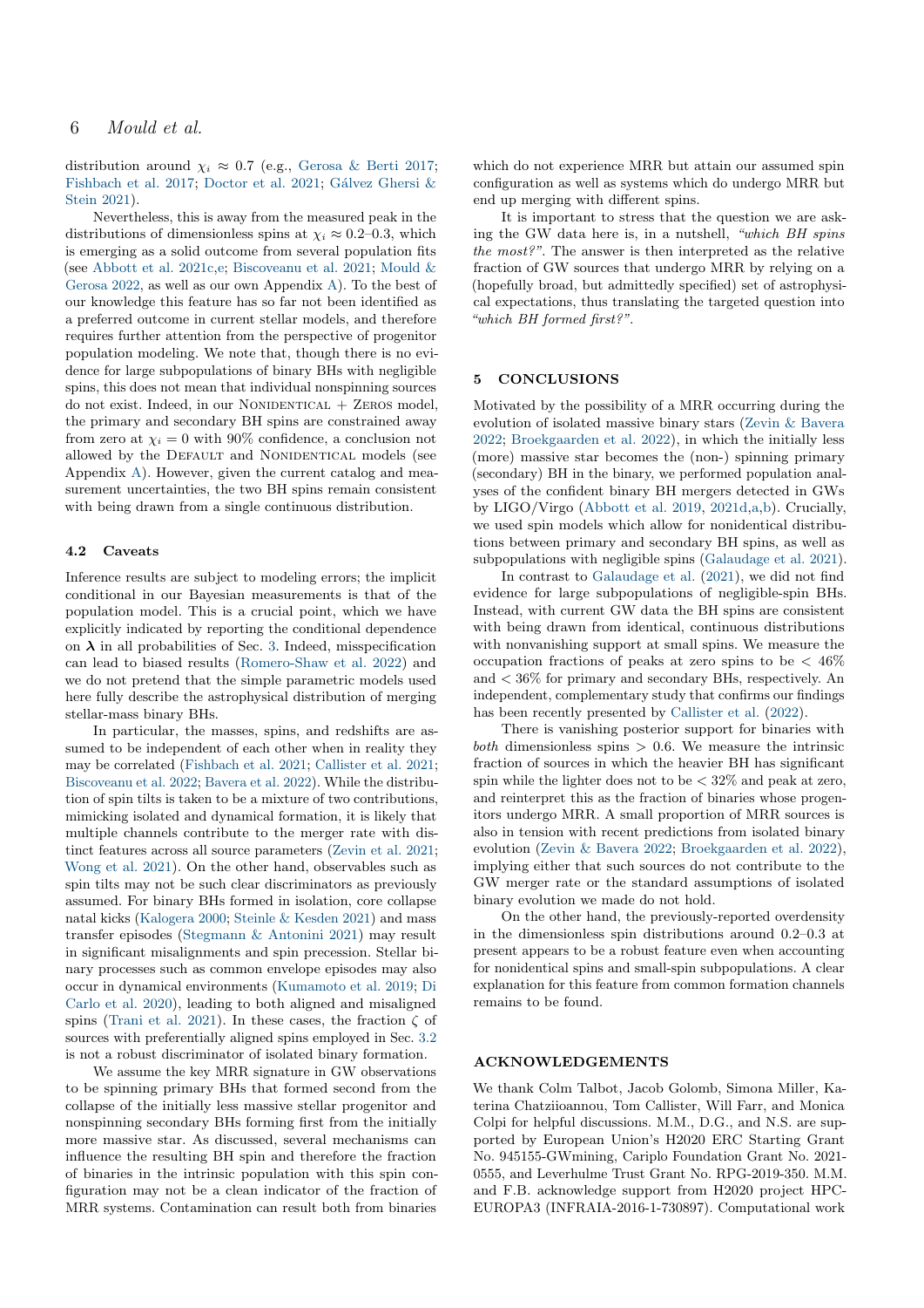distribution around $\chi_i \approx 0.7$ (e.g., Gerosa & Berti 2017; Fishbach et al. 2017; Doctor et al. 2021; Gálvez Ghersi & Stein 2021).

Nevertheless, this is away from the measured peak in the distributions of dimensionless spins at $\chi_i \approx 0.2$–$0.3$, which is emerging as a solid outcome from several population fits (see Abbott et al. 2021c,e; Biscoveanu et al. 2021; Mould & Gerosa 2022, as well as our own Appendix A). To the best of our knowledge this feature has so far not been identified as a preferred outcome in current stellar models, and therefore requires further attention from the perspective of progenitor population modeling. We note that, though there is no evidence for large subpopulations of binary BHs with negligible spins, this does not mean that individual nonspinning sources do not exist. Indeed, in our NONIDENTICAL + ZEROS model, the primary and secondary BH spins are constrained away from zero at $\chi_i = 0$ with 90% confidence, a conclusion not allowed by the DEFAULT and NONIDENTICAL models (see Appendix A). However, given the current catalog and measurement uncertainties, the two BH spins remain consistent with being drawn from a single continuous distribution.

### 4.2 Caveats

Inference results are subject to modeling errors; the implicit conditional in our Bayesian measurements is that of the population model. This is a crucial point, which we have explicitly indicated by reporting the conditional dependence on $\boldsymbol{\lambda}$ in all probabilities of Sec. 3. Indeed, misspecification can lead to biased results (Romero-Shaw et al. 2022) and we do not pretend that the simple parametric models used here fully describe the astrophysical distribution of merging stellar-mass binary BHs.

In particular, the masses, spins, and redshifts are assumed to be independent of each other when in reality they may be correlated (Fishbach et al. 2021; Callister et al. 2021; Biscoveanu et al. 2022; Bavera et al. 2022). While the distribution of spin tilts is taken to be a mixture of two contributions, mimicking isolated and dynamical formation, it is likely that multiple channels contribute to the merger rate with distinct features across all source parameters (Zevin et al. 2021; Wong et al. 2021). On the other hand, observables such as spin tilts may not be such clear discriminators as previously assumed. For binary BHs formed in isolation, core collapse natal kicks (Kalogera 2000; Steinle & Kesden 2021) and mass transfer episodes (Stegmann & Antonini 2021) may result in significant misalignments and spin precession. Stellar binary processes such as common envelope episodes may also occur in dynamical environments (Kumamoto et al. 2019; Di Carlo et al. 2020), leading to both aligned and misaligned spins (Trani et al. 2021). In these cases, the fraction $\zeta$ of sources with preferentially aligned spins employed in Sec. 3.2 is not a robust discriminator of isolated binary formation.

We assume the key MRR signature in GW observations to be spinning primary BHs that formed second from the collapse of the initially less massive stellar progenitor and nonspinning secondary BHs forming first from the initially more massive star. As discussed, several mechanisms can influence the resulting BH spin and therefore the fraction of binaries in the intrinsic population with this spin configuration may not be a clean indicator of the fraction of MRR systems. Contamination can result both from binaries which do not experience MRR but attain our assumed spin configuration as well as systems which do undergo MRR but end up merging with different spins.

It is important to stress that the question we are asking the GW data here is, in a nutshell, *"which BH spins the most?"*. The answer is then interpreted as the relative fraction of GW sources that undergo MRR by relying on a (hopefully broad, but admittedly specified) set of astrophysical expectations, thus translating the targeted question into *"which BH formed first?"*.

## 5 CONCLUSIONS

Motivated by the possibility of a MRR occurring during the evolution of isolated massive binary stars (Zevin & Bavera 2022; Broekgaarden et al. 2022), in which the initially less (more) massive star becomes the (non-) spinning primary (secondary) BH in the binary, we performed population analyses of the confident binary BH mergers detected in GWs by LIGO/Virgo (Abbott et al. 2019, 2021d,a,b). Crucially, we used spin models which allow for nonidentical distributions between primary and secondary BH spins, as well as subpopulations with negligible spins (Galaudage et al. 2021).

In contrast to Galaudage et al. (2021), we did not find evidence for large subpopulations of negligible-spin BHs. Instead, with current GW data the BH spins are consistent with being drawn from identical, continuous distributions with nonvanishing support at small spins. We measure the occupation fractions of peaks at zero spins to be $< 46\%$ and $< 36\%$ for primary and secondary BHs, respectively. An independent, complementary study that confirms our findings has been recently presented by Callister et al. (2022).

There is vanishing posterior support for binaries with *both* dimensionless spins $> 0.6$. We measure the intrinsic fraction of sources in which the heavier BH has significant spin while the lighter does not to be $< 32\%$ and peak at zero, and reinterpret this as the fraction of binaries whose progenitors undergo MRR. A small proportion of MRR sources is also in tension with recent predictions from isolated binary evolution (Zevin & Bavera 2022; Broekgaarden et al. 2022), implying either that such sources do not contribute to the GW merger rate or the standard assumptions of isolated binary evolution we made do not hold.

On the other hand, the previously-reported overdensity in the dimensionless spin distributions around 0.2–0.3 at present appears to be a robust feature even when accounting for nonidentical spins and small-spin subpopulations. A clear explanation for this feature from common formation channels remains to be found.

## ACKNOWLEDGEMENTS

We thank Colm Talbot, Jacob Golomb, Simona Miller, Katerina Chatziioannou, Tom Callister, Will Farr, and Monica Colpi for helpful discussions. M.M., D.G., and N.S. are supported by European Union's H2020 ERC Starting Grant No. 945155-GWmining, Cariplo Foundation Grant No. 2021-0555, and Leverhulme Trust Grant No. RPG-2019-350. M.M. and F.B. acknowledge support from H2020 project HPC-EUROPA3 (INFRAIA-2016-1-730897). Computational work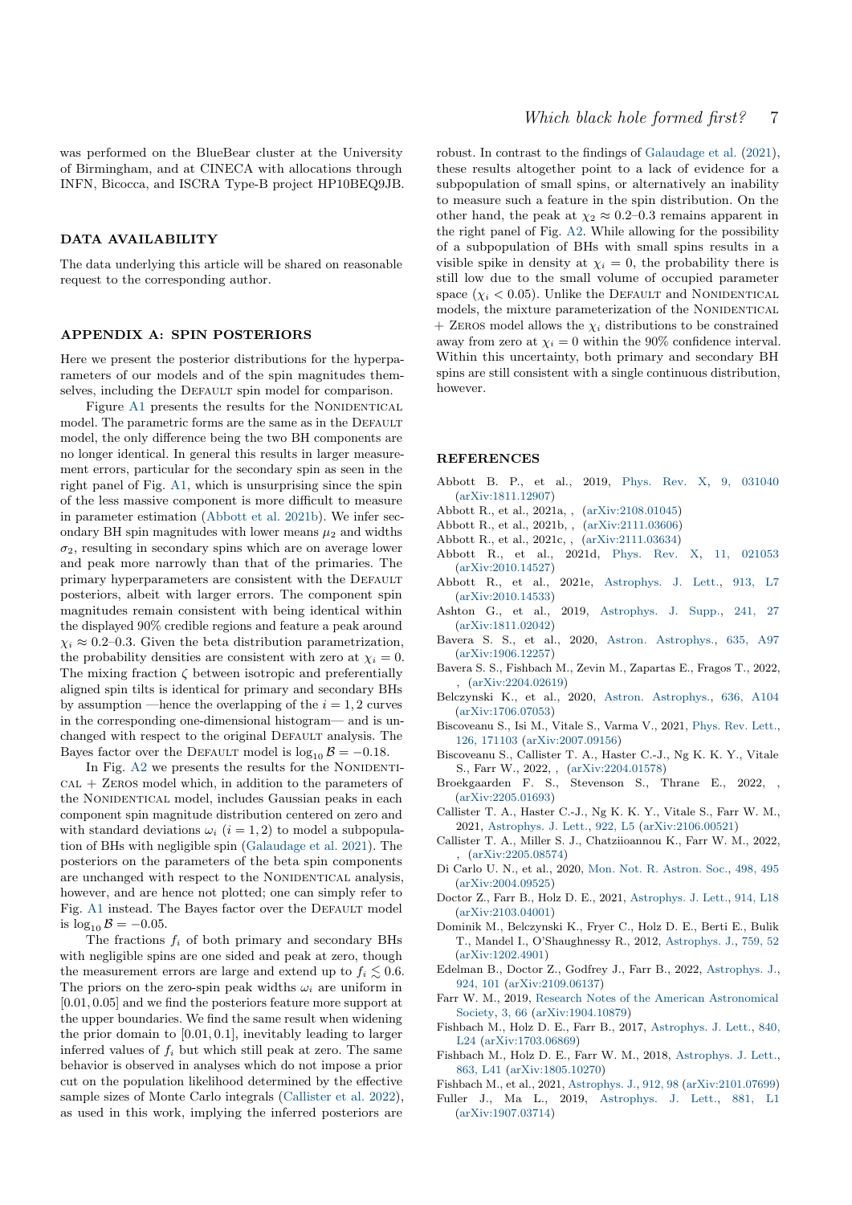was performed on the BlueBear cluster at the University of Birmingham, and at CINECA with allocations through INFN, Bicocca, and ISCRA Type-B project HP10BEQ9JB.

## DATA AVAILABILITY

The data underlying this article will be shared on reasonable request to the corresponding author.

## APPENDIX A: SPIN POSTERIORS

Here we present the posterior distributions for the hyperparameters of our models and of the spin magnitudes themselves, including the Default spin model for comparison.

Figure A1 presents the results for the Nonidentical model. The parametric forms are the same as in the Default model, the only difference being the two BH components are no longer identical. In general this results in larger measurement errors, particular for the secondary spin as seen in the right panel of Fig. A1, which is unsurprising since the spin of the less massive component is more difficult to measure in parameter estimation (Abbott et al. 2021b). We infer secondary BH spin magnitudes with lower means $\mu_2$ and widths $\sigma_2$, resulting in secondary spins which are on average lower and peak more narrowly than that of the primaries. The primary hyperparameters are consistent with the Default posteriors, albeit with larger errors. The component spin magnitudes remain consistent with being identical within the displayed 90% credible regions and feature a peak around $\chi_i \approx 0.2$–$0.3$. Given the beta distribution parametrization, the probability densities are consistent with zero at $\chi_i = 0$. The mixing fraction $\zeta$ between isotropic and preferentially aligned spin tilts is identical for primary and secondary BHs by assumption —hence the overlapping of the $i = 1, 2$ curves in the corresponding one-dimensional histogram— and is unchanged with respect to the original Default analysis. The Bayes factor over the Default model is $\log_{10} \mathcal{B} = -0.18$.

In Fig. A2 we presents the results for the Nonidentical + Zeros model which, in addition to the parameters of the Nonidentical model, includes Gaussian peaks in each component spin magnitude distribution centered on zero and with standard deviations $\omega_i$ $(i = 1, 2)$ to model a subpopulation of BHs with negligible spin (Galaudage et al. 2021). The posteriors on the parameters of the beta spin components are unchanged with respect to the Nonidentical analysis, however, and are hence not plotted; one can simply refer to Fig. A1 instead. The Bayes factor over the Default model is $\log_{10} \mathcal{B} = -0.05$.

The fractions $f_i$ of both primary and secondary BHs with negligible spins are one sided and peak at zero, though the measurement errors are large and extend up to $f_i \lesssim 0.6$. The priors on the zero-spin peak widths $\omega_i$ are uniform in $[0.01, 0.05]$ and we find the posteriors feature more support at the upper boundaries. We find the same result when widening the prior domain to $[0.01, 0.1]$, inevitably leading to larger inferred values of $f_i$ but which still peak at zero. The same behavior is observed in analyses which do not impose a prior cut on the population likelihood determined by the effective sample sizes of Monte Carlo integrals (Callister et al. 2022), as used in this work, implying the inferred posteriors are robust. In contrast to the findings of Galaudage et al. (2021), these results altogether point to a lack of evidence for a subpopulation of small spins, or alternatively an inability to measure such a feature in the spin distribution. On the other hand, the peak at $\chi_2 \approx 0.2$–$0.3$ remains apparent in the right panel of Fig. A2. While allowing for the possibility of a subpopulation of BHs with small spins results in a visible spike in density at $\chi_i = 0$, the probability there is still low due to the small volume of occupied parameter space ($\chi_i < 0.05$). Unlike the Default and Nonidentical models, the mixture parameterization of the Nonidentical + Zeros model allows the $\chi_i$ distributions to be constrained away from zero at $\chi_i = 0$ within the 90% confidence interval. Within this uncertainty, both primary and secondary BH spins are still consistent with a single continuous distribution, however.

## REFERENCES

Abbott B. P., et al., 2019, Phys. Rev. X, 9, 031040 (arXiv:1811.12907)

Abbott R., et al., 2021a, , (arXiv:2108.01045)

Abbott R., et al., 2021b, , (arXiv:2111.03606)

Abbott R., et al., 2021c, , (arXiv:2111.03634)

Abbott R., et al., 2021d, Phys. Rev. X, 11, 021053 (arXiv:2010.14527)

Abbott R., et al., 2021e, Astrophys. J. Lett., 913, L7 (arXiv:2010.14533)

Ashton G., et al., 2019, Astrophys. J. Supp., 241, 27 (arXiv:1811.02042)

Bavera S. S., et al., 2020, Astron. Astrophys., 635, A97 (arXiv:1906.12257)

Bavera S. S., Fishbach M., Zevin M., Zapartas E., Fragos T., 2022, , (arXiv:2204.02619)

Belczynski K., et al., 2020, Astron. Astrophys., 636, A104 (arXiv:1706.07053)

Biscoveanu S., Isi M., Vitale S., Varma V., 2021, Phys. Rev. Lett., 126, 171103 (arXiv:2007.09156)

Biscoveanu S., Callister T. A., Haster C.-J., Ng K. K. Y., Vitale S., Farr W., 2022, , (arXiv:2204.01578)

Broekgaarden F. S., Stevenson S., Thrane E., 2022, , (arXiv:2205.01693)

Callister T. A., Haster C.-J., Ng K. K. Y., Vitale S., Farr W. M., 2021, Astrophys. J. Lett., 922, L5 (arXiv:2106.00521)

Callister T. A., Miller S. J., Chatziioannou K., Farr W. M., 2022, , (arXiv:2205.08574)

Di Carlo U. N., et al., 2020, Mon. Not. R. Astron. Soc., 498, 495 (arXiv:2004.09525)

Doctor Z., Farr B., Holz D. E., 2021, Astrophys. J. Lett., 914, L18 (arXiv:2103.04001)

Dominik M., Belczynski K., Fryer C., Holz D. E., Berti E., Bulik T., Mandel I., O'Shaughnessy R., 2012, Astrophys. J., 759, 52 (arXiv:1202.4901)

Edelman B., Doctor Z., Godfrey J., Farr B., 2022, Astrophys. J., 924, 101 (arXiv:2109.06137)

Farr W. M., 2019, Research Notes of the American Astronomical Society, 3, 66 (arXiv:1904.10879)

Fishbach M., Holz D. E., Farr B., 2017, Astrophys. J. Lett., 840, L24 (arXiv:1703.06869)

Fishbach M., Holz D. E., Farr W. M., 2018, Astrophys. J. Lett., 863, L41 (arXiv:1805.10270)

Fishbach M., et al., 2021, Astrophys. J., 912, 98 (arXiv:2101.07699)

Fuller J., Ma L., 2019, Astrophys. J. Lett., 881, L1 (arXiv:1907.03714)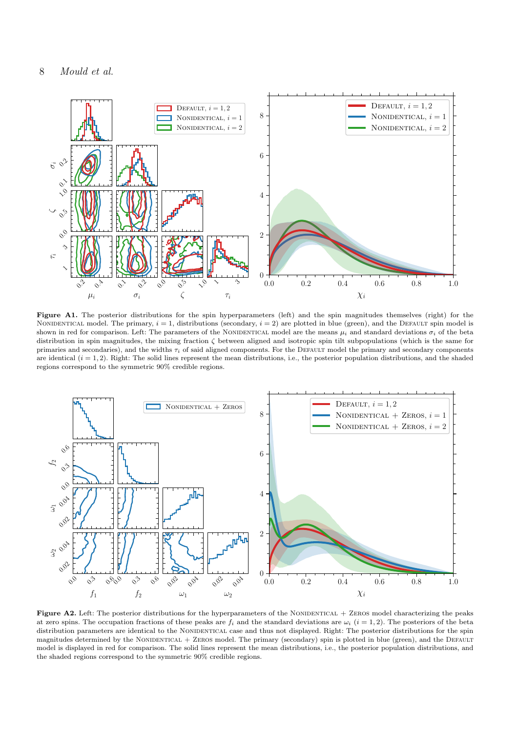Default, $i = 1, 2$

Nonidentical, $i = 1$

Nonidentical, $i = 2$

$\mu_i$ $\sigma_i$ $\zeta$ $\tau_i$ $\chi_i$

**Figure A1.** The posterior distributions for the spin hyperparameters (left) and the spin magnitudes themselves (right) for the Nonidentical model. The primary, $i = 1$, distributions (secondary, $i = 2$) are plotted in blue (green), and the Default spin model is shown in red for comparison. Left: The parameters of the Nonidentical model are the means $\mu_i$ and standard deviations $\sigma_i$ of the beta distribution in spin magnitudes, the mixing fraction $\zeta$ between aligned and isotropic spin tilt subpopulations (which is the same for primaries and secondaries), and the widths $\tau_i$ of said aligned components. For the Default model the primary and secondary components are identical ($i = 1, 2$). Right: The solid lines represent the mean distributions, i.e., the posterior population distributions, and the shaded regions correspond to the symmetric 90% credible regions.

Nonidentical + Zeros

Default, $i = 1, 2$

Nonidentical + Zeros, $i = 1$

Nonidentical + Zeros, $i = 2$

$f_1$ $f_2$ $\omega_1$ $\omega_2$ $\chi_i$

**Figure A2.** Left: The posterior distributions for the hyperparameters of the Nonidentical + Zeros model characterizing the peaks at zero spins. The occupation fractions of these peaks are $f_i$ and the standard deviations are $\omega_i$ ($i = 1, 2$). The posteriors of the beta distribution parameters are identical to the Nonidentical case and thus not displayed. Right: The posterior distributions for the spin magnitudes determined by the Nonidentical + Zeros model. The primary (secondary) spin is plotted in blue (green), and the Default model is displayed in red for comparison. The solid lines represent the mean distributions, i.e., the posterior population distributions, and the shaded regions correspond to the symmetric 90% credible regions.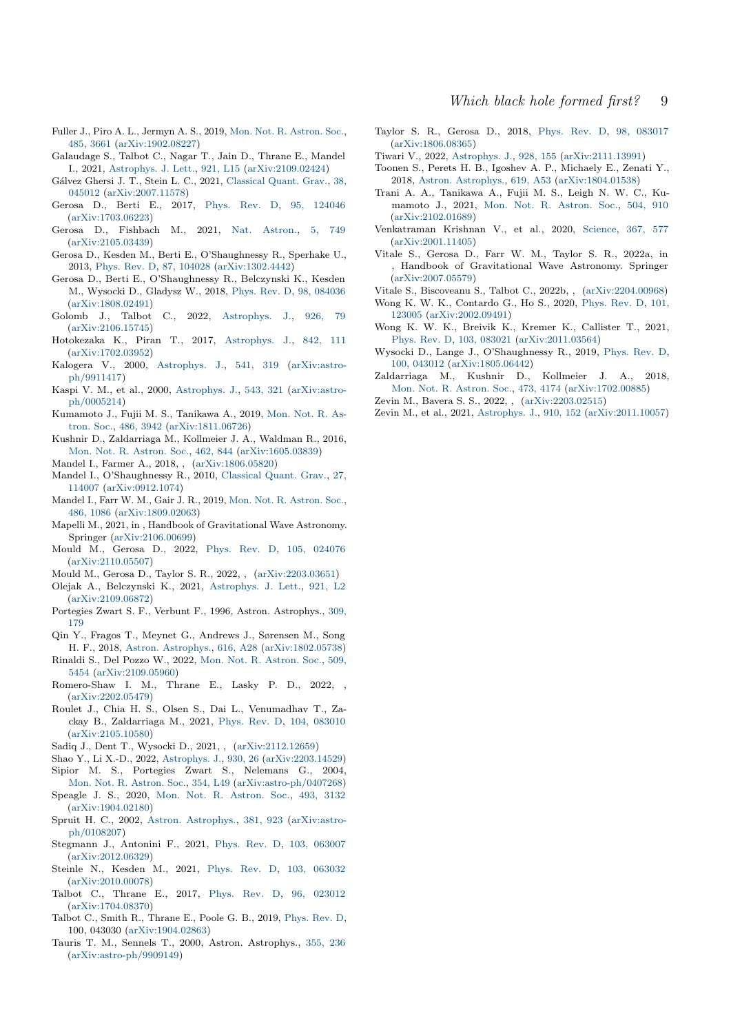Fuller J., Piro A. L., Jermyn A. S., 2019, Mon. Not. R. Astron. Soc., 485, 3661 (arXiv:1902.08227)

Galaudage S., Talbot C., Nagar T., Jain D., Thrane E., Mandel I., 2021, Astrophys. J. Lett., 921, L15 (arXiv:2109.02424)

Gálvez Ghersi J. T., Stein L. C., 2021, Classical Quant. Grav., 38, 045012 (arXiv:2007.11578)

Gerosa D., Berti E., 2017, Phys. Rev. D, 95, 124046 (arXiv:1703.06223)

Gerosa D., Fishbach M., 2021, Nat. Astron., 5, 749 (arXiv:2105.03439)

Gerosa D., Kesden M., Berti E., O'Shaughnessy R., Sperhake U., 2013, Phys. Rev. D, 87, 104028 (arXiv:1302.4442)

Gerosa D., Berti E., O'Shaughnessy R., Belczynski K., Kesden M., Wysocki D., Gladysz W., 2018, Phys. Rev. D, 98, 084036 (arXiv:1808.02491)

Golomb J., Talbot C., 2022, Astrophys. J., 926, 79 (arXiv:2106.15745)

Hotokezaka K., Piran T., 2017, Astrophys. J., 842, 111 (arXiv:1702.03952)

Kalogera V., 2000, Astrophys. J., 541, 319 (arXiv:astro-ph/9911417)

Kaspi V. M., et al., 2000, Astrophys. J., 543, 321 (arXiv:astro-ph/0005214)

Kumamoto J., Fujii M. S., Tanikawa A., 2019, Mon. Not. R. Astron. Soc., 486, 3942 (arXiv:1811.06726)

Kushnir D., Zaldarriaga M., Kollmeier J. A., Waldman R., 2016, Mon. Not. R. Astron. Soc., 462, 844 (arXiv:1605.03839)

Mandel I., Farmer A., 2018, , (arXiv:1806.05820)

Mandel I., O'Shaughnessy R., 2010, Classical Quant. Grav., 27, 114007 (arXiv:0912.1074)

Mandel I., Farr W. M., Gair J. R., 2019, Mon. Not. R. Astron. Soc., 486, 1086 (arXiv:1809.02063)

Mapelli M., 2021, in , Handbook of Gravitational Wave Astronomy. Springer (arXiv:2106.00699)

Mould M., Gerosa D., 2022, Phys. Rev. D, 105, 024076 (arXiv:2110.05507)

Mould M., Gerosa D., Taylor S. R., 2022, , (arXiv:2203.03651)

Olejak A., Belczynski K., 2021, Astrophys. J. Lett., 921, L2 (arXiv:2109.06872)

Portegies Zwart S. F., Verbunt F., 1996, Astron. Astrophys., 309, 179

Qin Y., Fragos T., Meynet G., Andrews J., Sørensen M., Song H. F., 2018, Astron. Astrophys., 616, A28 (arXiv:1802.05738)

Rinaldi S., Del Pozzo W., 2022, Mon. Not. R. Astron. Soc., 509, 5454 (arXiv:2109.05960)

Romero-Shaw I. M., Thrane E., Lasky P. D., 2022, , (arXiv:2202.05479)

Roulet J., Chia H. S., Olsen S., Dai L., Venumadhav T., Zackay B., Zaldarriaga M., 2021, Phys. Rev. D, 104, 083010 (arXiv:2105.10580)

Sadiq J., Dent T., Wysocki D., 2021, , (arXiv:2112.12659)

Shao Y., Li X.-D., 2022, Astrophys. J., 930, 26 (arXiv:2203.14529)

Sipior M. S., Portegies Zwart S., Nelemans G., 2004, Mon. Not. R. Astron. Soc., 354, L49 (arXiv:astro-ph/0407268)

Speagle J. S., 2020, Mon. Not. R. Astron. Soc., 493, 3132 (arXiv:1904.02180)

Spruit H. C., 2002, Astron. Astrophys., 381, 923 (arXiv:astro-ph/0108207)

Stegmann J., Antonini F., 2021, Phys. Rev. D, 103, 063007 (arXiv:2012.06329)

Steinle N., Kesden M., 2021, Phys. Rev. D, 103, 063032 (arXiv:2010.00078)

Talbot C., Thrane E., 2017, Phys. Rev. D, 96, 023012 (arXiv:1704.08370)

Talbot C., Smith R., Thrane E., Poole G. B., 2019, Phys. Rev. D, 100, 043030 (arXiv:1904.02863)

Tauris T. M., Sennels T., 2000, Astron. Astrophys., 355, 236 (arXiv:astro-ph/9909149)

Taylor S. R., Gerosa D., 2018, Phys. Rev. D, 98, 083017 (arXiv:1806.08365)

Tiwari V., 2022, Astrophys. J., 928, 155 (arXiv:2111.13991)

Toonen S., Perets H. B., Igoshev A. P., Michaely E., Zenati Y., 2018, Astron. Astrophys., 619, A53 (arXiv:1804.01538)

Trani A. A., Tanikawa A., Fujii M. S., Leigh N. W. C., Kumamoto J., 2021, Mon. Not. R. Astron. Soc., 504, 910 (arXiv:2102.01689)

Venkatraman Krishnan V., et al., 2020, Science, 367, 577 (arXiv:2001.11405)

Vitale S., Gerosa D., Farr W. M., Taylor S. R., 2022a, in , Handbook of Gravitational Wave Astronomy. Springer (arXiv:2007.05579)

Vitale S., Biscoveanu S., Talbot C., 2022b, , (arXiv:2204.00968)

Wong K. W. K., Contardo G., Ho S., 2020, Phys. Rev. D, 101, 123005 (arXiv:2002.09491)

Wong K. W. K., Breivik K., Kremer K., Callister T., 2021, Phys. Rev. D, 103, 083021 (arXiv:2011.03564)

Wysocki D., Lange J., O'Shaughnessy R., 2019, Phys. Rev. D, 100, 043012 (arXiv:1805.06442)

Zaldarriaga M., Kushnir D., Kollmeier J. A., 2018, Mon. Not. R. Astron. Soc., 473, 4174 (arXiv:1702.00885)

Zevin M., Bavera S. S., 2022, , (arXiv:2203.02515)

Zevin M., et al., 2021, Astrophys. J., 910, 152 (arXiv:2011.10057)